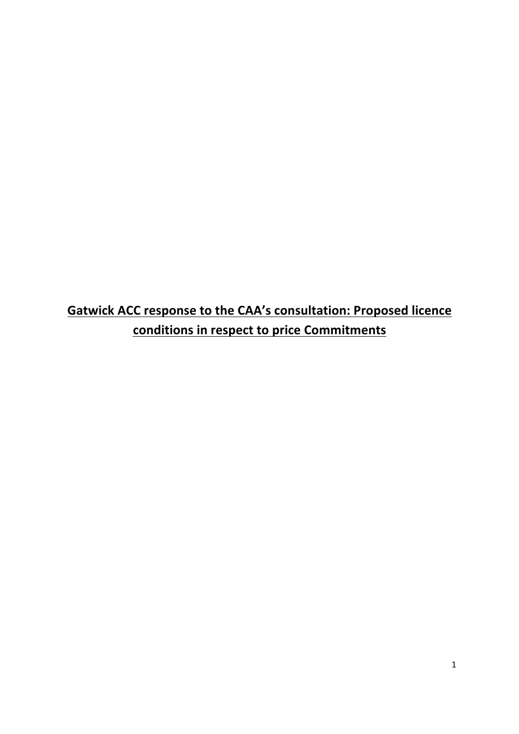# Gatwick ACC response to the CAA's consultation: Proposed licence conditions in respect to price Commitments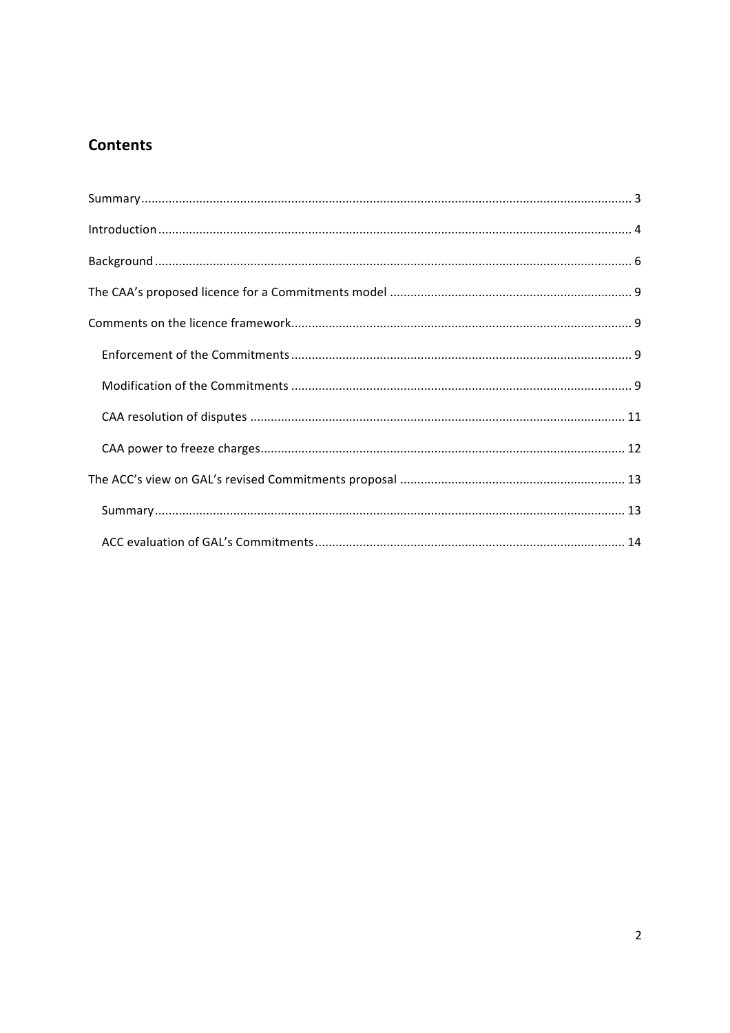## Contents

Summary .......... 3

Introduction .......... 4

Background .......... 6

The CAA's proposed licence for a Commitments model .......... 9

Comments on the licence framework .......... 9

- Enforcement of the Commitments .......... 9
- Modification of the Commitments .......... 9
- CAA resolution of disputes .......... 11
- CAA power to freeze charges .......... 12

The ACC's view on GAL's revised Commitments proposal .......... 13

- Summary .......... 13
- ACC evaluation of GAL's Commitments .......... 14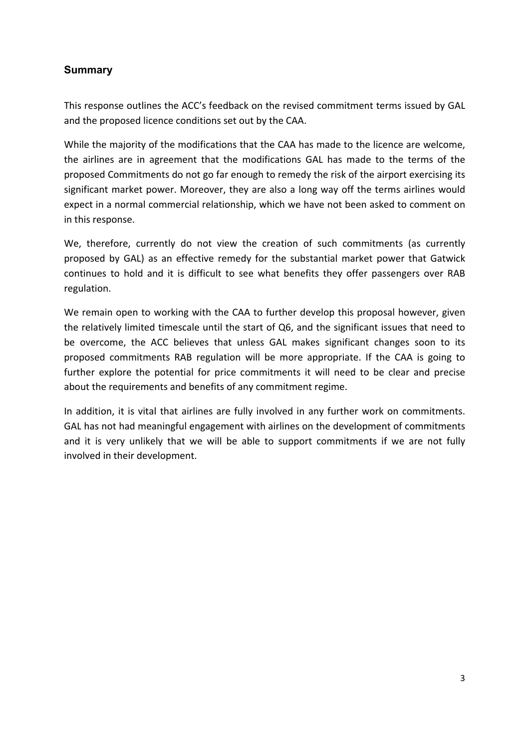## Summary

This response outlines the ACC's feedback on the revised commitment terms issued by GAL and the proposed licence conditions set out by the CAA.

While the majority of the modifications that the CAA has made to the licence are welcome, the airlines are in agreement that the modifications GAL has made to the terms of the proposed Commitments do not go far enough to remedy the risk of the airport exercising its significant market power. Moreover, they are also a long way off the terms airlines would expect in a normal commercial relationship, which we have not been asked to comment on in this response.

We, therefore, currently do not view the creation of such commitments (as currently proposed by GAL) as an effective remedy for the substantial market power that Gatwick continues to hold and it is difficult to see what benefits they offer passengers over RAB regulation.

We remain open to working with the CAA to further develop this proposal however, given the relatively limited timescale until the start of Q6, and the significant issues that need to be overcome, the ACC believes that unless GAL makes significant changes soon to its proposed commitments RAB regulation will be more appropriate. If the CAA is going to further explore the potential for price commitments it will need to be clear and precise about the requirements and benefits of any commitment regime.

In addition, it is vital that airlines are fully involved in any further work on commitments. GAL has not had meaningful engagement with airlines on the development of commitments and it is very unlikely that we will be able to support commitments if we are not fully involved in their development.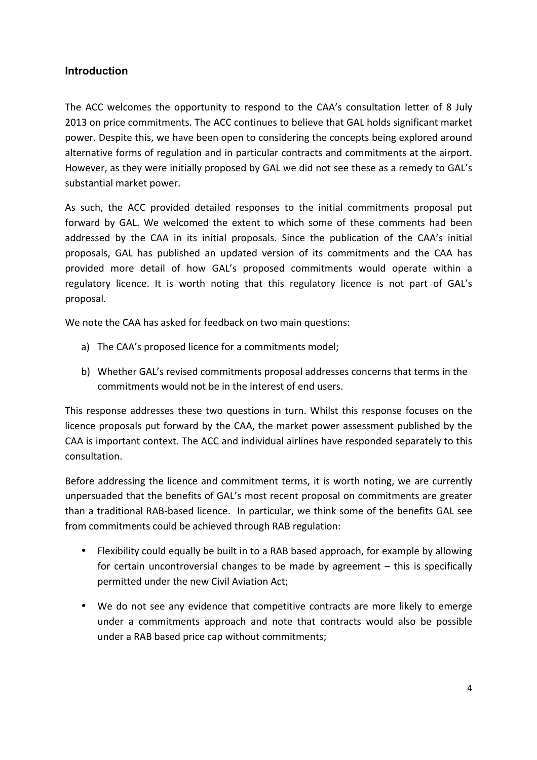## Introduction

The ACC welcomes the opportunity to respond to the CAA's consultation letter of 8 July 2013 on price commitments. The ACC continues to believe that GAL holds significant market power. Despite this, we have been open to considering the concepts being explored around alternative forms of regulation and in particular contracts and commitments at the airport. However, as they were initially proposed by GAL we did not see these as a remedy to GAL's substantial market power.

As such, the ACC provided detailed responses to the initial commitments proposal put forward by GAL. We welcomed the extent to which some of these comments had been addressed by the CAA in its initial proposals. Since the publication of the CAA's initial proposals, GAL has published an updated version of its commitments and the CAA has provided more detail of how GAL's proposed commitments would operate within a regulatory licence. It is worth noting that this regulatory licence is not part of GAL's proposal.

We note the CAA has asked for feedback on two main questions:

a) The CAA's proposed licence for a commitments model;

b) Whether GAL's revised commitments proposal addresses concerns that terms in the commitments would not be in the interest of end users.

This response addresses these two questions in turn. Whilst this response focuses on the licence proposals put forward by the CAA, the market power assessment published by the CAA is important context. The ACC and individual airlines have responded separately to this consultation.

Before addressing the licence and commitment terms, it is worth noting, we are currently unpersuaded that the benefits of GAL's most recent proposal on commitments are greater than a traditional RAB-based licence. In particular, we think some of the benefits GAL see from commitments could be achieved through RAB regulation:

- Flexibility could equally be built in to a RAB based approach, for example by allowing for certain uncontroversial changes to be made by agreement – this is specifically permitted under the new Civil Aviation Act;
- We do not see any evidence that competitive contracts are more likely to emerge under a commitments approach and note that contracts would also be possible under a RAB based price cap without commitments;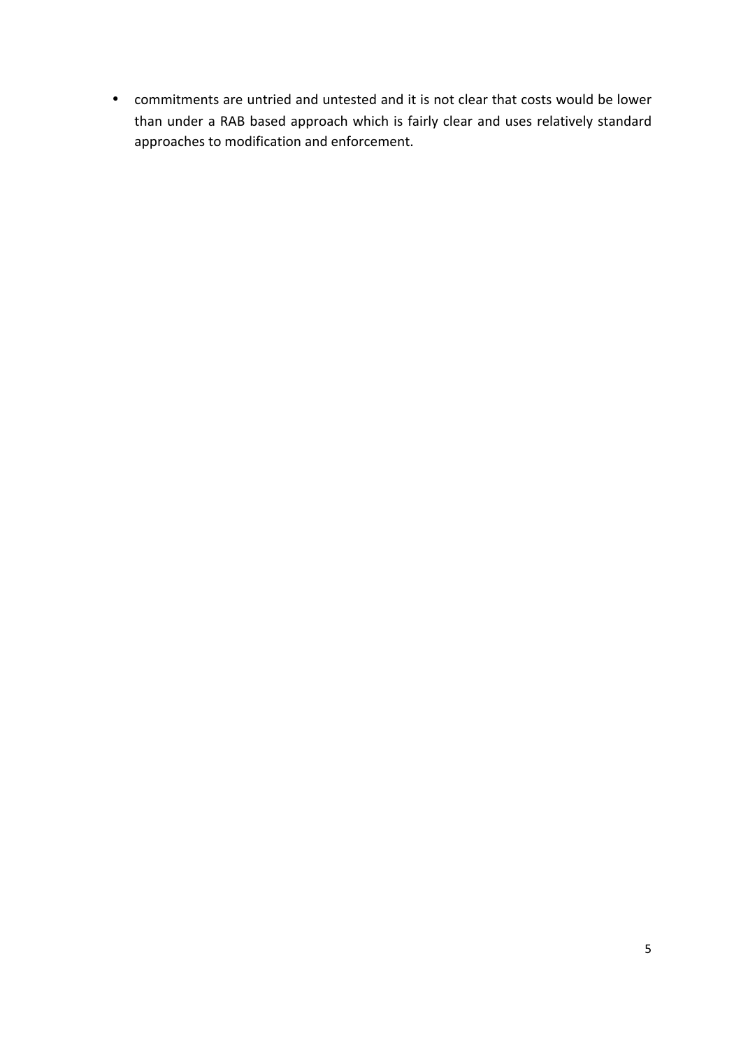- commitments are untried and untested and it is not clear that costs would be lower than under a RAB based approach which is fairly clear and uses relatively standard approaches to modification and enforcement.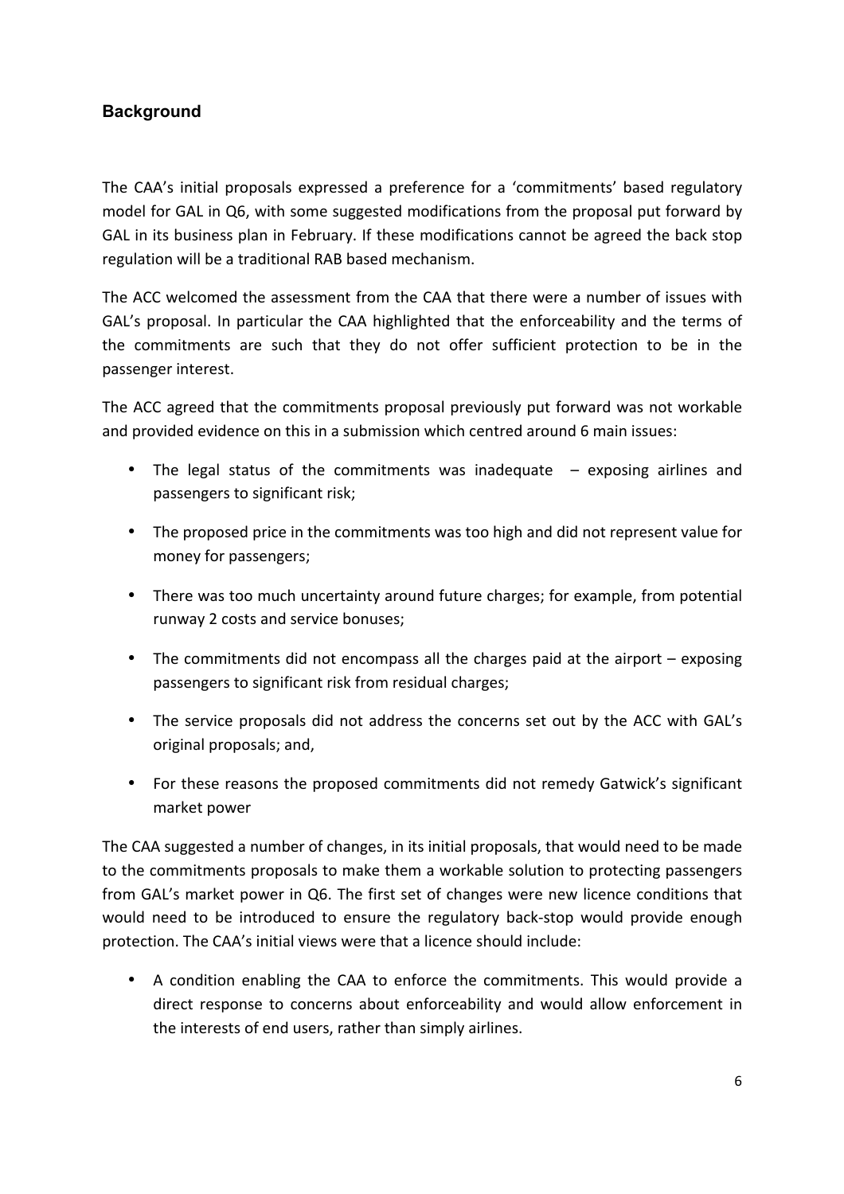## Background

The CAA's initial proposals expressed a preference for a 'commitments' based regulatory model for GAL in Q6, with some suggested modifications from the proposal put forward by GAL in its business plan in February. If these modifications cannot be agreed the back stop regulation will be a traditional RAB based mechanism.

The ACC welcomed the assessment from the CAA that there were a number of issues with GAL's proposal. In particular the CAA highlighted that the enforceability and the terms of the commitments are such that they do not offer sufficient protection to be in the passenger interest.

The ACC agreed that the commitments proposal previously put forward was not workable and provided evidence on this in a submission which centred around 6 main issues:

- The legal status of the commitments was inadequate – exposing airlines and passengers to significant risk;
- The proposed price in the commitments was too high and did not represent value for money for passengers;
- There was too much uncertainty around future charges; for example, from potential runway 2 costs and service bonuses;
- The commitments did not encompass all the charges paid at the airport – exposing passengers to significant risk from residual charges;
- The service proposals did not address the concerns set out by the ACC with GAL's original proposals; and,
- For these reasons the proposed commitments did not remedy Gatwick's significant market power

The CAA suggested a number of changes, in its initial proposals, that would need to be made to the commitments proposals to make them a workable solution to protecting passengers from GAL's market power in Q6. The first set of changes were new licence conditions that would need to be introduced to ensure the regulatory back-stop would provide enough protection. The CAA's initial views were that a licence should include:

- A condition enabling the CAA to enforce the commitments. This would provide a direct response to concerns about enforceability and would allow enforcement in the interests of end users, rather than simply airlines.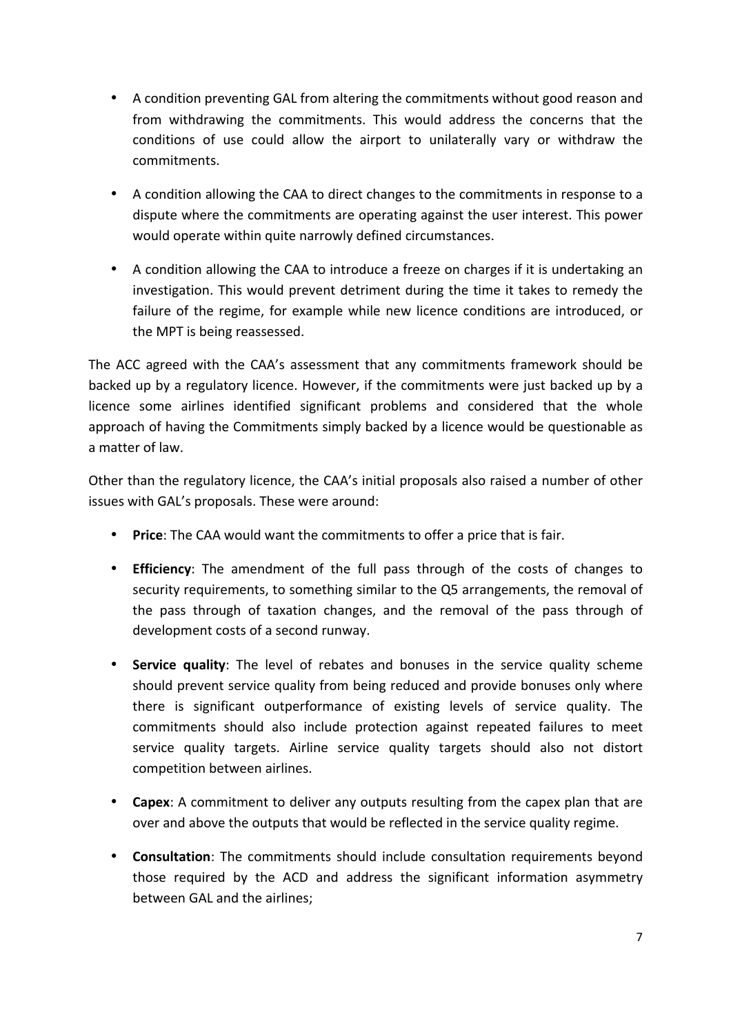- A condition preventing GAL from altering the commitments without good reason and from withdrawing the commitments. This would address the concerns that the conditions of use could allow the airport to unilaterally vary or withdraw the commitments.
- A condition allowing the CAA to direct changes to the commitments in response to a dispute where the commitments are operating against the user interest. This power would operate within quite narrowly defined circumstances.
- A condition allowing the CAA to introduce a freeze on charges if it is undertaking an investigation. This would prevent detriment during the time it takes to remedy the failure of the regime, for example while new licence conditions are introduced, or the MPT is being reassessed.

The ACC agreed with the CAA's assessment that any commitments framework should be backed up by a regulatory licence. However, if the commitments were just backed up by a licence some airlines identified significant problems and considered that the whole approach of having the Commitments simply backed by a licence would be questionable as a matter of law.

Other than the regulatory licence, the CAA's initial proposals also raised a number of other issues with GAL's proposals. These were around:

- **Price**: The CAA would want the commitments to offer a price that is fair.
- **Efficiency**: The amendment of the full pass through of the costs of changes to security requirements, to something similar to the Q5 arrangements, the removal of the pass through of taxation changes, and the removal of the pass through of development costs of a second runway.
- **Service quality**: The level of rebates and bonuses in the service quality scheme should prevent service quality from being reduced and provide bonuses only where there is significant outperformance of existing levels of service quality. The commitments should also include protection against repeated failures to meet service quality targets. Airline service quality targets should also not distort competition between airlines.
- **Capex**: A commitment to deliver any outputs resulting from the capex plan that are over and above the outputs that would be reflected in the service quality regime.
- **Consultation**: The commitments should include consultation requirements beyond those required by the ACD and address the significant information asymmetry between GAL and the airlines;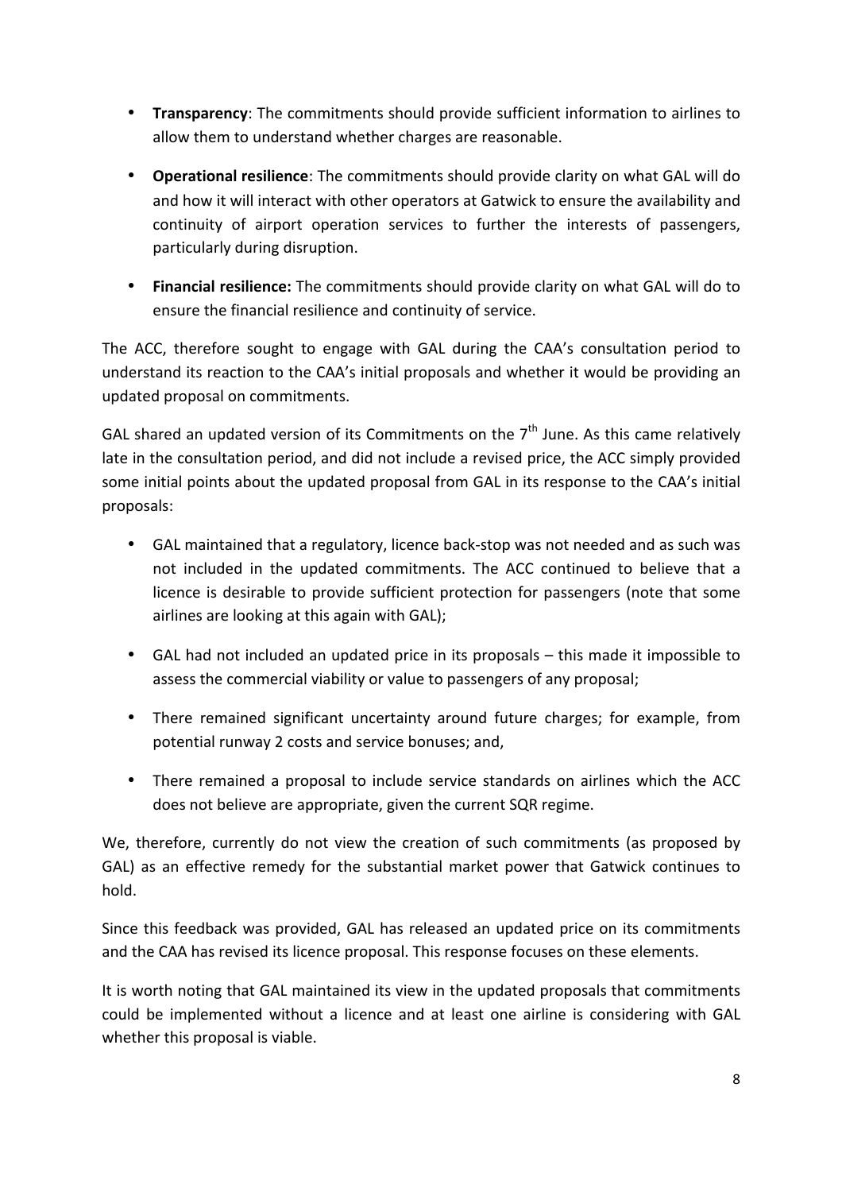- **Transparency**: The commitments should provide sufficient information to airlines to allow them to understand whether charges are reasonable.
- **Operational resilience**: The commitments should provide clarity on what GAL will do and how it will interact with other operators at Gatwick to ensure the availability and continuity of airport operation services to further the interests of passengers, particularly during disruption.
- **Financial resilience:** The commitments should provide clarity on what GAL will do to ensure the financial resilience and continuity of service.

The ACC, therefore sought to engage with GAL during the CAA's consultation period to understand its reaction to the CAA's initial proposals and whether it would be providing an updated proposal on commitments.

GAL shared an updated version of its Commitments on the 7th June. As this came relatively late in the consultation period, and did not include a revised price, the ACC simply provided some initial points about the updated proposal from GAL in its response to the CAA's initial proposals:

- GAL maintained that a regulatory, licence back-stop was not needed and as such was not included in the updated commitments. The ACC continued to believe that a licence is desirable to provide sufficient protection for passengers (note that some airlines are looking at this again with GAL);
- GAL had not included an updated price in its proposals – this made it impossible to assess the commercial viability or value to passengers of any proposal;
- There remained significant uncertainty around future charges; for example, from potential runway 2 costs and service bonuses; and,
- There remained a proposal to include service standards on airlines which the ACC does not believe are appropriate, given the current SQR regime.

We, therefore, currently do not view the creation of such commitments (as proposed by GAL) as an effective remedy for the substantial market power that Gatwick continues to hold.

Since this feedback was provided, GAL has released an updated price on its commitments and the CAA has revised its licence proposal. This response focuses on these elements.

It is worth noting that GAL maintained its view in the updated proposals that commitments could be implemented without a licence and at least one airline is considering with GAL whether this proposal is viable.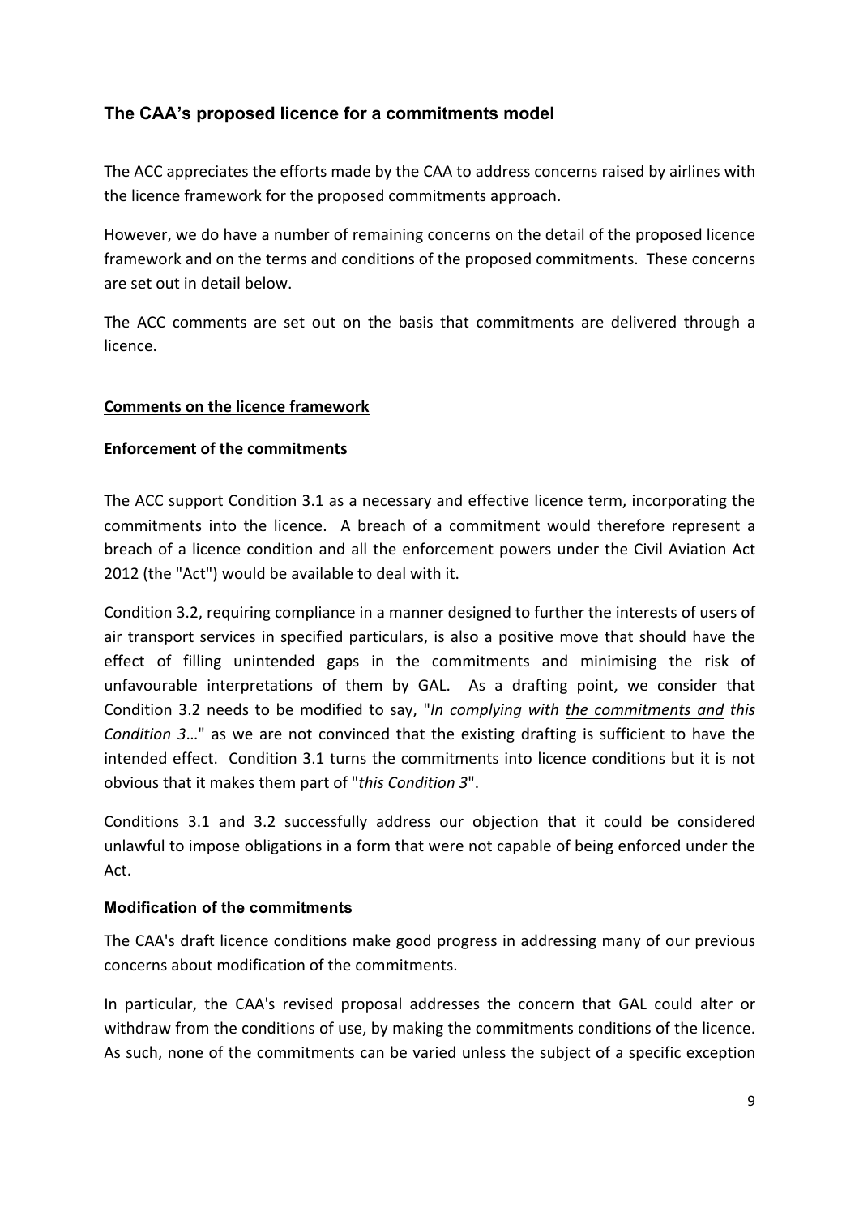## The CAA's proposed licence for a commitments model

The ACC appreciates the efforts made by the CAA to address concerns raised by airlines with the licence framework for the proposed commitments approach.

However, we do have a number of remaining concerns on the detail of the proposed licence framework and on the terms and conditions of the proposed commitments. These concerns are set out in detail below.

The ACC comments are set out on the basis that commitments are delivered through a licence.

### Comments on the licence framework

#### Enforcement of the commitments

The ACC support Condition 3.1 as a necessary and effective licence term, incorporating the commitments into the licence. A breach of a commitment would therefore represent a breach of a licence condition and all the enforcement powers under the Civil Aviation Act 2012 (the "Act") would be available to deal with it.

Condition 3.2, requiring compliance in a manner designed to further the interests of users of air transport services in specified particulars, is also a positive move that should have the effect of filling unintended gaps in the commitments and minimising the risk of unfavourable interpretations of them by GAL. As a drafting point, we consider that Condition 3.2 needs to be modified to say, "*In complying with <u>the commitments and</u> this Condition 3*…" as we are not convinced that the existing drafting is sufficient to have the intended effect. Condition 3.1 turns the commitments into licence conditions but it is not obvious that it makes them part of "*this Condition 3*".

Conditions 3.1 and 3.2 successfully address our objection that it could be considered unlawful to impose obligations in a form that were not capable of being enforced under the Act.

#### Modification of the commitments

The CAA's draft licence conditions make good progress in addressing many of our previous concerns about modification of the commitments.

In particular, the CAA's revised proposal addresses the concern that GAL could alter or withdraw from the conditions of use, by making the commitments conditions of the licence. As such, none of the commitments can be varied unless the subject of a specific exception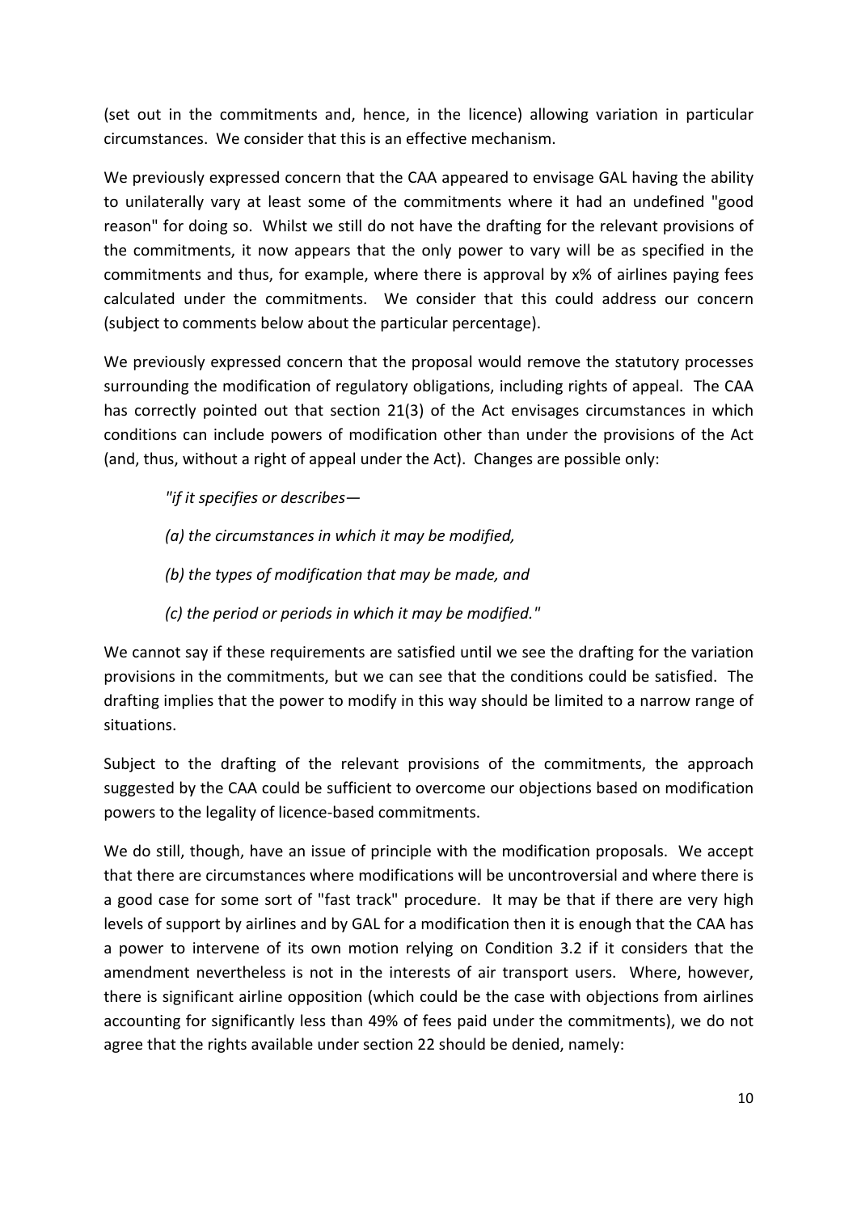(set out in the commitments and, hence, in the licence) allowing variation in particular circumstances. We consider that this is an effective mechanism.

We previously expressed concern that the CAA appeared to envisage GAL having the ability to unilaterally vary at least some of the commitments where it had an undefined "good reason" for doing so. Whilst we still do not have the drafting for the relevant provisions of the commitments, it now appears that the only power to vary will be as specified in the commitments and thus, for example, where there is approval by x% of airlines paying fees calculated under the commitments. We consider that this could address our concern (subject to comments below about the particular percentage).

We previously expressed concern that the proposal would remove the statutory processes surrounding the modification of regulatory obligations, including rights of appeal. The CAA has correctly pointed out that section 21(3) of the Act envisages circumstances in which conditions can include powers of modification other than under the provisions of the Act (and, thus, without a right of appeal under the Act). Changes are possible only:

> *"if it specifies or describes—*
>
> *(a) the circumstances in which it may be modified,*
>
> *(b) the types of modification that may be made, and*
>
> *(c) the period or periods in which it may be modified."*

We cannot say if these requirements are satisfied until we see the drafting for the variation provisions in the commitments, but we can see that the conditions could be satisfied. The drafting implies that the power to modify in this way should be limited to a narrow range of situations.

Subject to the drafting of the relevant provisions of the commitments, the approach suggested by the CAA could be sufficient to overcome our objections based on modification powers to the legality of licence-based commitments.

We do still, though, have an issue of principle with the modification proposals. We accept that there are circumstances where modifications will be uncontroversial and where there is a good case for some sort of "fast track" procedure. It may be that if there are very high levels of support by airlines and by GAL for a modification then it is enough that the CAA has a power to intervene of its own motion relying on Condition 3.2 if it considers that the amendment nevertheless is not in the interests of air transport users. Where, however, there is significant airline opposition (which could be the case with objections from airlines accounting for significantly less than 49% of fees paid under the commitments), we do not agree that the rights available under section 22 should be denied, namely: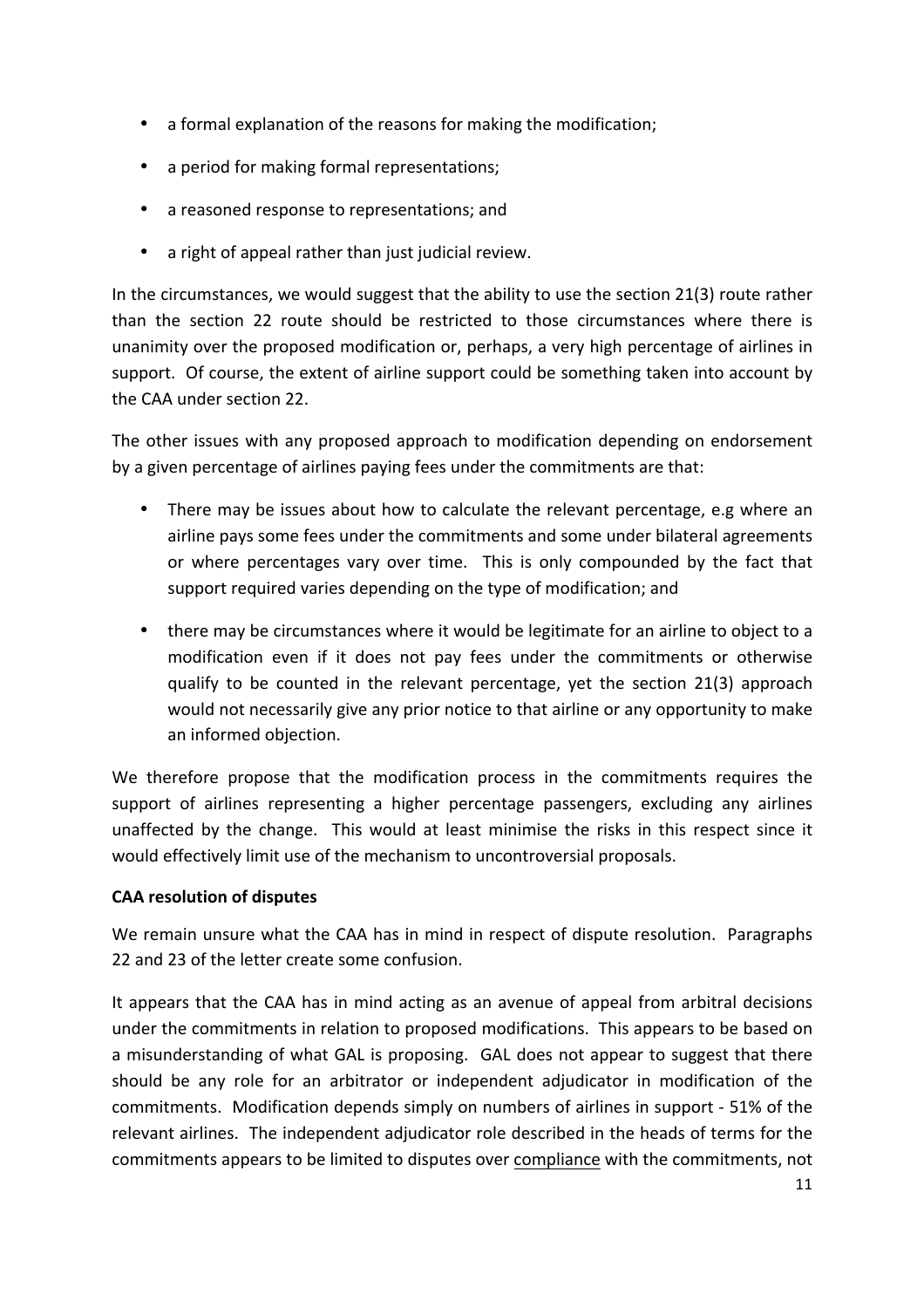- a formal explanation of the reasons for making the modification;
- a period for making formal representations;
- a reasoned response to representations; and
- a right of appeal rather than just judicial review.

In the circumstances, we would suggest that the ability to use the section 21(3) route rather than the section 22 route should be restricted to those circumstances where there is unanimity over the proposed modification or, perhaps, a very high percentage of airlines in support. Of course, the extent of airline support could be something taken into account by the CAA under section 22.

The other issues with any proposed approach to modification depending on endorsement by a given percentage of airlines paying fees under the commitments are that:

- There may be issues about how to calculate the relevant percentage, e.g where an airline pays some fees under the commitments and some under bilateral agreements or where percentages vary over time. This is only compounded by the fact that support required varies depending on the type of modification; and
- there may be circumstances where it would be legitimate for an airline to object to a modification even if it does not pay fees under the commitments or otherwise qualify to be counted in the relevant percentage, yet the section 21(3) approach would not necessarily give any prior notice to that airline or any opportunity to make an informed objection.

We therefore propose that the modification process in the commitments requires the support of airlines representing a higher percentage passengers, excluding any airlines unaffected by the change. This would at least minimise the risks in this respect since it would effectively limit use of the mechanism to uncontroversial proposals.

**CAA resolution of disputes**

We remain unsure what the CAA has in mind in respect of dispute resolution. Paragraphs 22 and 23 of the letter create some confusion.

It appears that the CAA has in mind acting as an avenue of appeal from arbitral decisions under the commitments in relation to proposed modifications. This appears to be based on a misunderstanding of what GAL is proposing. GAL does not appear to suggest that there should be any role for an arbitrator or independent adjudicator in modification of the commitments. Modification depends simply on numbers of airlines in support - 51% of the relevant airlines. The independent adjudicator role described in the heads of terms for the commitments appears to be limited to disputes over <u>compliance</u> with the commitments, not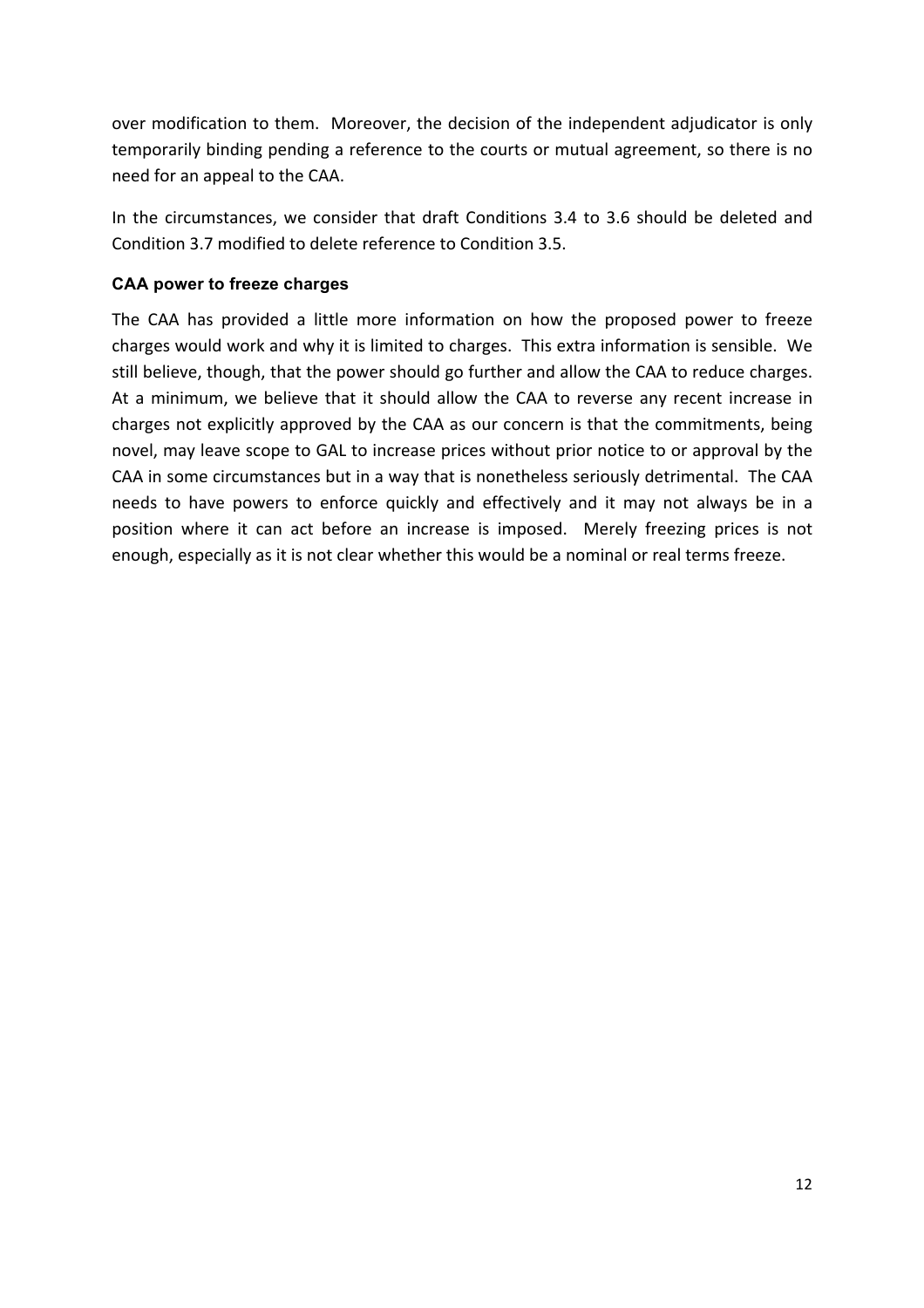over modification to them. Moreover, the decision of the independent adjudicator is only temporarily binding pending a reference to the courts or mutual agreement, so there is no need for an appeal to the CAA.

In the circumstances, we consider that draft Conditions 3.4 to 3.6 should be deleted and Condition 3.7 modified to delete reference to Condition 3.5.

### CAA power to freeze charges

The CAA has provided a little more information on how the proposed power to freeze charges would work and why it is limited to charges. This extra information is sensible. We still believe, though, that the power should go further and allow the CAA to reduce charges. At a minimum, we believe that it should allow the CAA to reverse any recent increase in charges not explicitly approved by the CAA as our concern is that the commitments, being novel, may leave scope to GAL to increase prices without prior notice to or approval by the CAA in some circumstances but in a way that is nonetheless seriously detrimental. The CAA needs to have powers to enforce quickly and effectively and it may not always be in a position where it can act before an increase is imposed. Merely freezing prices is not enough, especially as it is not clear whether this would be a nominal or real terms freeze.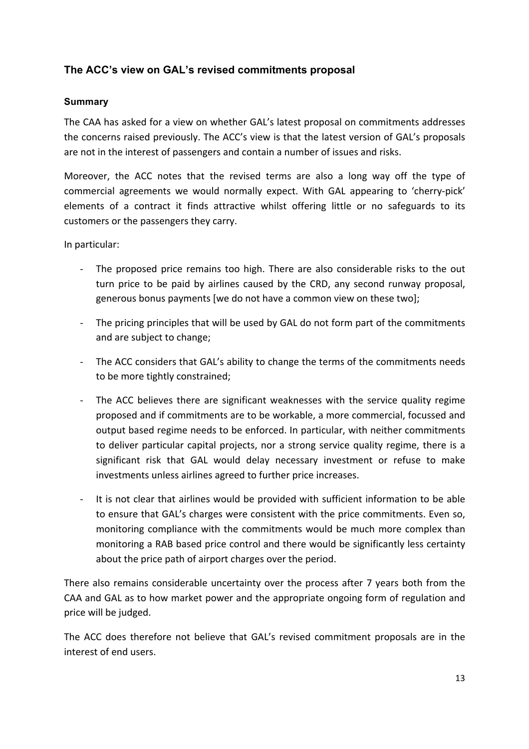## The ACC's view on GAL's revised commitments proposal

### Summary

The CAA has asked for a view on whether GAL's latest proposal on commitments addresses the concerns raised previously. The ACC's view is that the latest version of GAL's proposals are not in the interest of passengers and contain a number of issues and risks.

Moreover, the ACC notes that the revised terms are also a long way off the type of commercial agreements we would normally expect. With GAL appearing to 'cherry-pick' elements of a contract it finds attractive whilst offering little or no safeguards to its customers or the passengers they carry.

In particular:

- The proposed price remains too high. There are also considerable risks to the out turn price to be paid by airlines caused by the CRD, any second runway proposal, generous bonus payments [we do not have a common view on these two];
- The pricing principles that will be used by GAL do not form part of the commitments and are subject to change;
- The ACC considers that GAL's ability to change the terms of the commitments needs to be more tightly constrained;
- The ACC believes there are significant weaknesses with the service quality regime proposed and if commitments are to be workable, a more commercial, focussed and output based regime needs to be enforced. In particular, with neither commitments to deliver particular capital projects, nor a strong service quality regime, there is a significant risk that GAL would delay necessary investment or refuse to make investments unless airlines agreed to further price increases.
- It is not clear that airlines would be provided with sufficient information to be able to ensure that GAL's charges were consistent with the price commitments. Even so, monitoring compliance with the commitments would be much more complex than monitoring a RAB based price control and there would be significantly less certainty about the price path of airport charges over the period.

There also remains considerable uncertainty over the process after 7 years both from the CAA and GAL as to how market power and the appropriate ongoing form of regulation and price will be judged.

The ACC does therefore not believe that GAL's revised commitment proposals are in the interest of end users.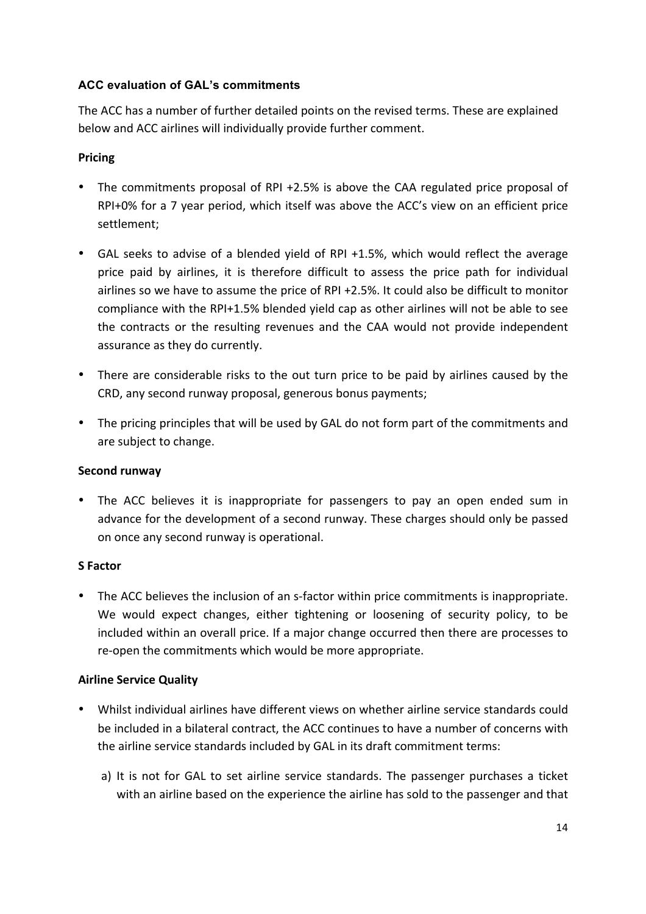### ACC evaluation of GAL's commitments

The ACC has a number of further detailed points on the revised terms. These are explained below and ACC airlines will individually provide further comment.

**Pricing**

- The commitments proposal of RPI +2.5% is above the CAA regulated price proposal of RPI+0% for a 7 year period, which itself was above the ACC's view on an efficient price settlement;
- GAL seeks to advise of a blended yield of RPI +1.5%, which would reflect the average price paid by airlines, it is therefore difficult to assess the price path for individual airlines so we have to assume the price of RPI +2.5%. It could also be difficult to monitor compliance with the RPI+1.5% blended yield cap as other airlines will not be able to see the contracts or the resulting revenues and the CAA would not provide independent assurance as they do currently.
- There are considerable risks to the out turn price to be paid by airlines caused by the CRD, any second runway proposal, generous bonus payments;
- The pricing principles that will be used by GAL do not form part of the commitments and are subject to change.

**Second runway**

- The ACC believes it is inappropriate for passengers to pay an open ended sum in advance for the development of a second runway. These charges should only be passed on once any second runway is operational.

**S Factor**

- The ACC believes the inclusion of an s-factor within price commitments is inappropriate. We would expect changes, either tightening or loosening of security policy, to be included within an overall price. If a major change occurred then there are processes to re-open the commitments which would be more appropriate.

**Airline Service Quality**

- Whilst individual airlines have different views on whether airline service standards could be included in a bilateral contract, the ACC continues to have a number of concerns with the airline service standards included by GAL in its draft commitment terms:
  a) It is not for GAL to set airline service standards. The passenger purchases a ticket with an airline based on the experience the airline has sold to the passenger and that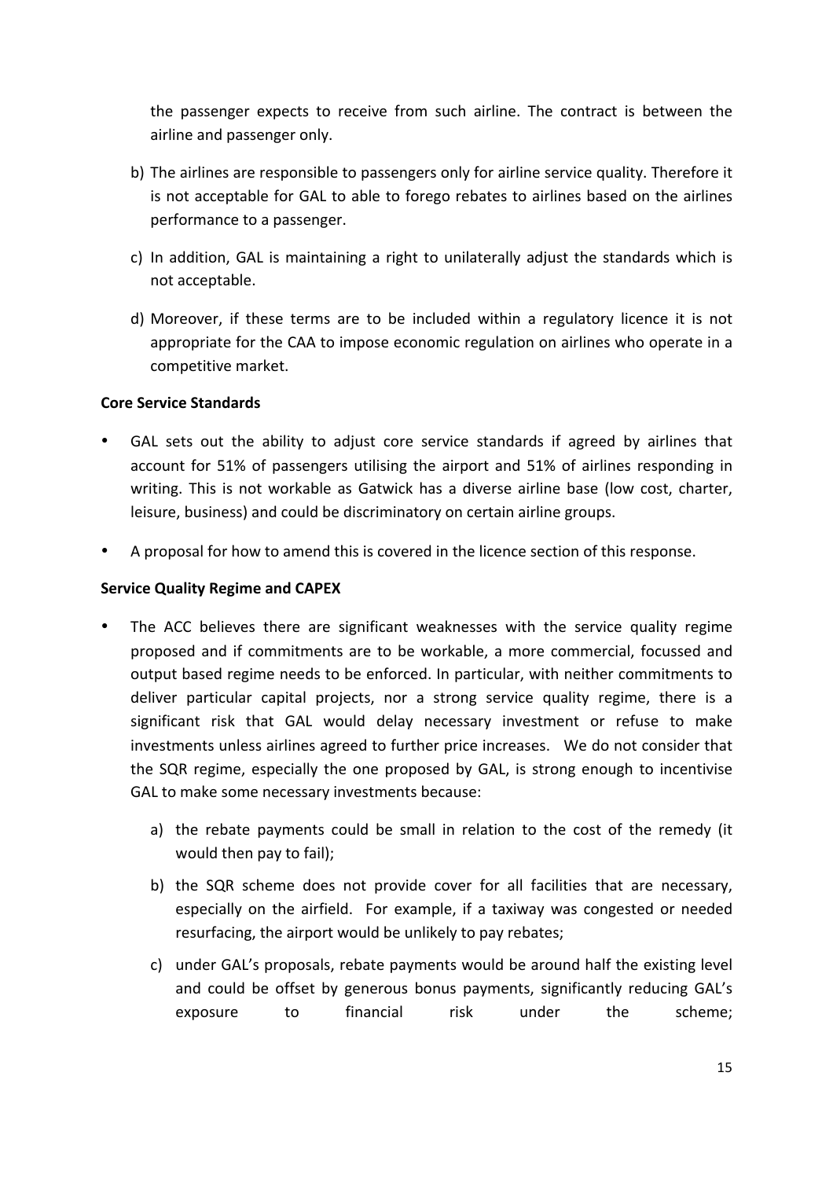the passenger expects to receive from such airline. The contract is between the airline and passenger only.

b) The airlines are responsible to passengers only for airline service quality. Therefore it is not acceptable for GAL to able to forego rebates to airlines based on the airlines performance to a passenger.

c) In addition, GAL is maintaining a right to unilaterally adjust the standards which is not acceptable.

d) Moreover, if these terms are to be included within a regulatory licence it is not appropriate for the CAA to impose economic regulation on airlines who operate in a competitive market.

**Core Service Standards**

- GAL sets out the ability to adjust core service standards if agreed by airlines that account for 51% of passengers utilising the airport and 51% of airlines responding in writing. This is not workable as Gatwick has a diverse airline base (low cost, charter, leisure, business) and could be discriminatory on certain airline groups.
- A proposal for how to amend this is covered in the licence section of this response.

**Service Quality Regime and CAPEX**

- The ACC believes there are significant weaknesses with the service quality regime proposed and if commitments are to be workable, a more commercial, focussed and output based regime needs to be enforced. In particular, with neither commitments to deliver particular capital projects, nor a strong service quality regime, there is a significant risk that GAL would delay necessary investment or refuse to make investments unless airlines agreed to further price increases. We do not consider that the SQR regime, especially the one proposed by GAL, is strong enough to incentivise GAL to make some necessary investments because:

  a) the rebate payments could be small in relation to the cost of the remedy (it would then pay to fail);

  b) the SQR scheme does not provide cover for all facilities that are necessary, especially on the airfield. For example, if a taxiway was congested or needed resurfacing, the airport would be unlikely to pay rebates;

  c) under GAL's proposals, rebate payments would be around half the existing level and could be offset by generous bonus payments, significantly reducing GAL's exposure to financial risk under the scheme;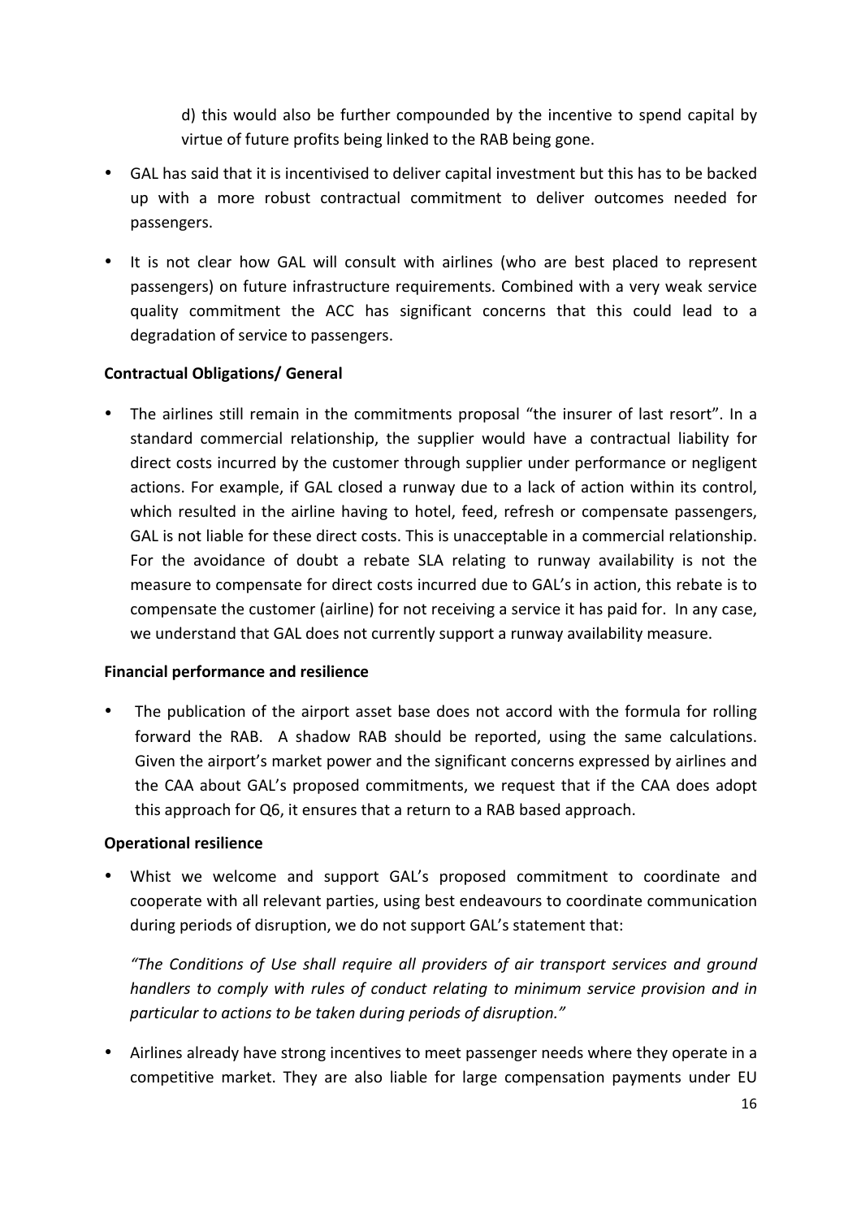d) this would also be further compounded by the incentive to spend capital by virtue of future profits being linked to the RAB being gone.

- GAL has said that it is incentivised to deliver capital investment but this has to be backed up with a more robust contractual commitment to deliver outcomes needed for passengers.
- It is not clear how GAL will consult with airlines (who are best placed to represent passengers) on future infrastructure requirements. Combined with a very weak service quality commitment the ACC has significant concerns that this could lead to a degradation of service to passengers.

**Contractual Obligations/ General**

- The airlines still remain in the commitments proposal "the insurer of last resort". In a standard commercial relationship, the supplier would have a contractual liability for direct costs incurred by the customer through supplier under performance or negligent actions. For example, if GAL closed a runway due to a lack of action within its control, which resulted in the airline having to hotel, feed, refresh or compensate passengers, GAL is not liable for these direct costs. This is unacceptable in a commercial relationship. For the avoidance of doubt a rebate SLA relating to runway availability is not the measure to compensate for direct costs incurred due to GAL's in action, this rebate is to compensate the customer (airline) for not receiving a service it has paid for. In any case, we understand that GAL does not currently support a runway availability measure.

**Financial performance and resilience**

- The publication of the airport asset base does not accord with the formula for rolling forward the RAB. A shadow RAB should be reported, using the same calculations. Given the airport's market power and the significant concerns expressed by airlines and the CAA about GAL's proposed commitments, we request that if the CAA does adopt this approach for Q6, it ensures that a return to a RAB based approach.

**Operational resilience**

- Whist we welcome and support GAL's proposed commitment to coordinate and cooperate with all relevant parties, using best endeavours to coordinate communication during periods of disruption, we do not support GAL's statement that:

  *"The Conditions of Use shall require all providers of air transport services and ground handlers to comply with rules of conduct relating to minimum service provision and in particular to actions to be taken during periods of disruption."*

- Airlines already have strong incentives to meet passenger needs where they operate in a competitive market. They are also liable for large compensation payments under EU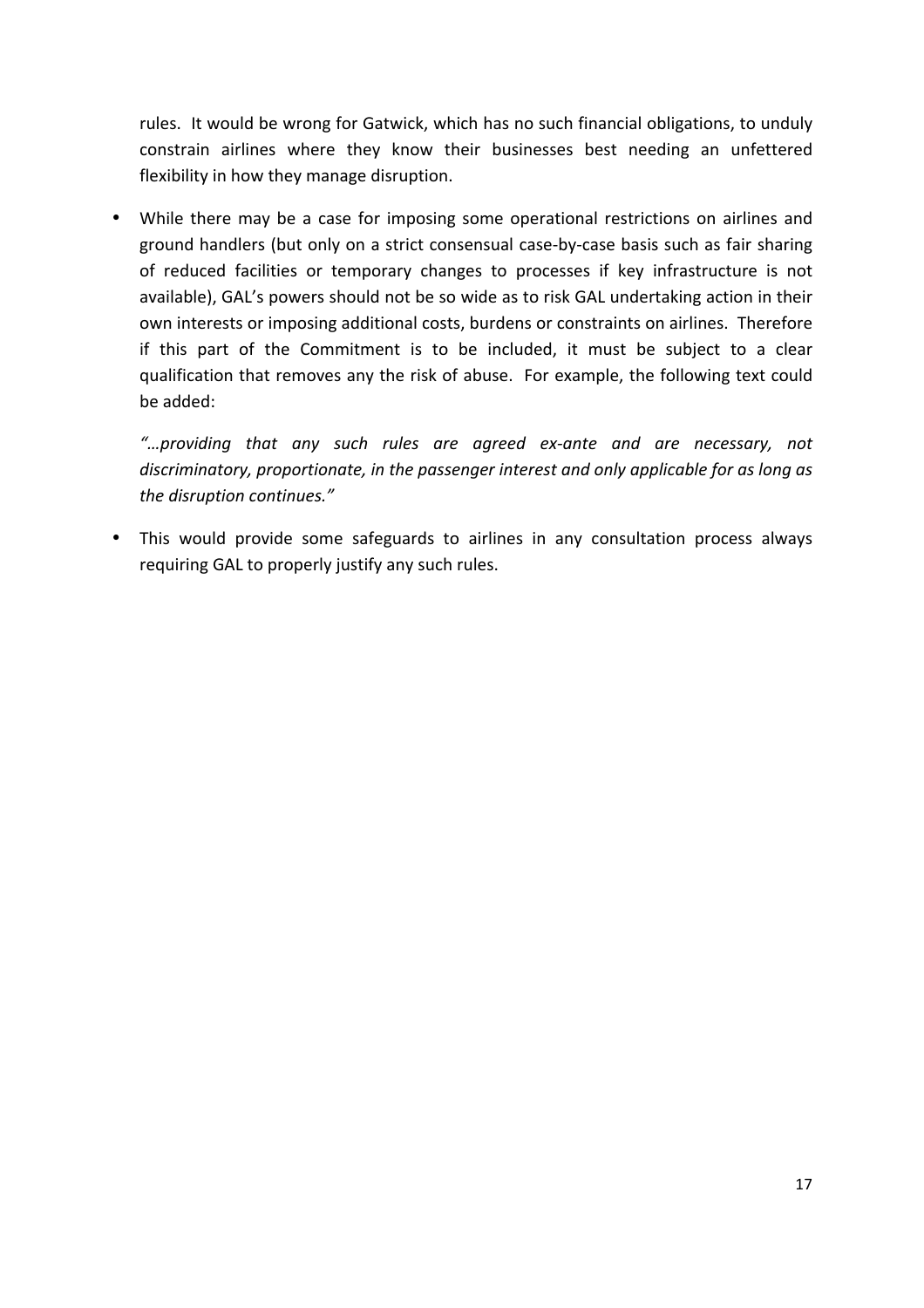rules. It would be wrong for Gatwick, which has no such financial obligations, to unduly constrain airlines where they know their businesses best needing an unfettered flexibility in how they manage disruption.

- While there may be a case for imposing some operational restrictions on airlines and ground handlers (but only on a strict consensual case-by-case basis such as fair sharing of reduced facilities or temporary changes to processes if key infrastructure is not available), GAL's powers should not be so wide as to risk GAL undertaking action in their own interests or imposing additional costs, burdens or constraints on airlines. Therefore if this part of the Commitment is to be included, it must be subject to a clear qualification that removes any the risk of abuse. For example, the following text could be added:

  *"…providing that any such rules are agreed ex-ante and are necessary, not discriminatory, proportionate, in the passenger interest and only applicable for as long as the disruption continues."*

- This would provide some safeguards to airlines in any consultation process always requiring GAL to properly justify any such rules.